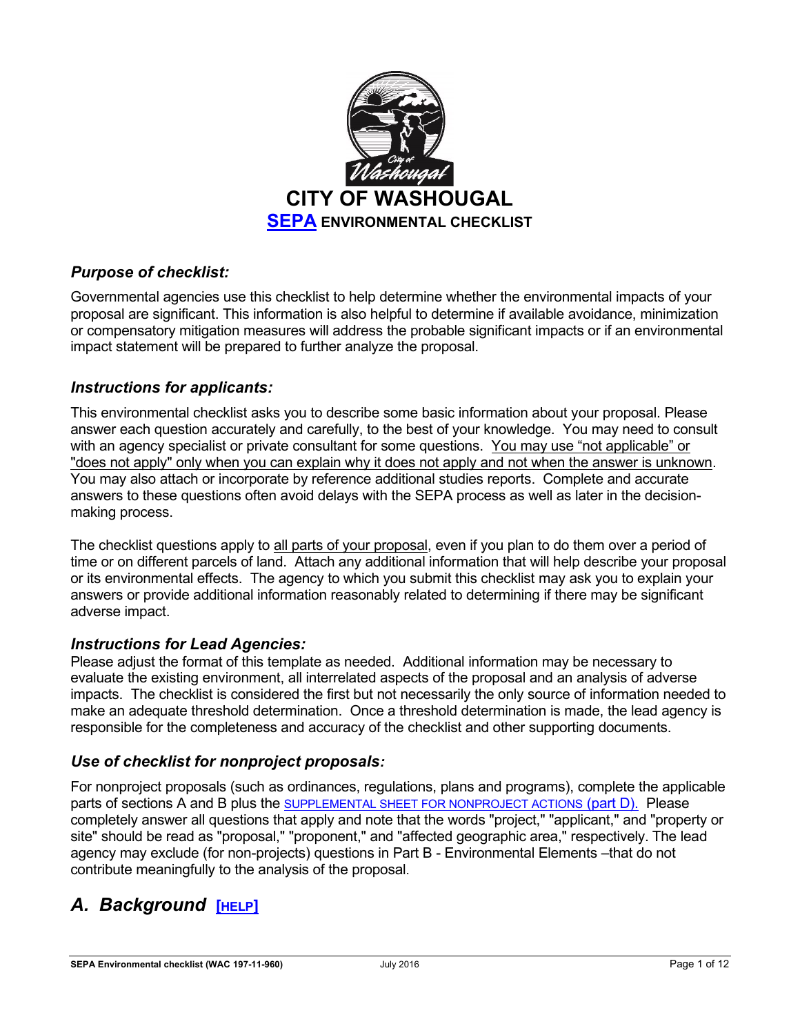# CITY OF WASHOUGAL

## SEPA ENVIRONMENTAL CHECKLIST

### *Purpose of checklist:*

Governmental agencies use this checklist to help determine whether the environmental impacts of your proposal are significant. This information is also helpful to determine if available avoidance, minimization or compensatory mitigation measures will address the probable significant impacts or if an environmental impact statement will be prepared to further analyze the proposal.

### *Instructions for applicants:*

This environmental checklist asks you to describe some basic information about your proposal. Please answer each question accurately and carefully, to the best of your knowledge. You may need to consult with an agency specialist or private consultant for some questions. <u>You may use "not applicable" or "does not apply" only when you can explain why it does not apply and not when the answer is unknown</u>. You may also attach or incorporate by reference additional studies reports. Complete and accurate answers to these questions often avoid delays with the SEPA process as well as later in the decision-making process.

The checklist questions apply to <u>all parts of your proposal</u>, even if you plan to do them over a period of time or on different parcels of land. Attach any additional information that will help describe your proposal or its environmental effects. The agency to which you submit this checklist may ask you to explain your answers or provide additional information reasonably related to determining if there may be significant adverse impact.

### *Instructions for Lead Agencies:*

Please adjust the format of this template as needed. Additional information may be necessary to evaluate the existing environment, all interrelated aspects of the proposal and an analysis of adverse impacts. The checklist is considered the first but not necessarily the only source of information needed to make an adequate threshold determination. Once a threshold determination is made, the lead agency is responsible for the completeness and accuracy of the checklist and other supporting documents.

### *Use of checklist for nonproject proposals:*

For nonproject proposals (such as ordinances, regulations, plans and programs), complete the applicable parts of sections A and B plus the SUPPLEMENTAL SHEET FOR NONPROJECT ACTIONS (part D). Please completely answer all questions that apply and note that the words "project," "applicant," and "property or site" should be read as "proposal," "proponent," and "affected geographic area," respectively. The lead agency may exclude (for non-projects) questions in Part B - Environmental Elements –that do not contribute meaningfully to the analysis of the proposal.

## *A. Background* [HELP]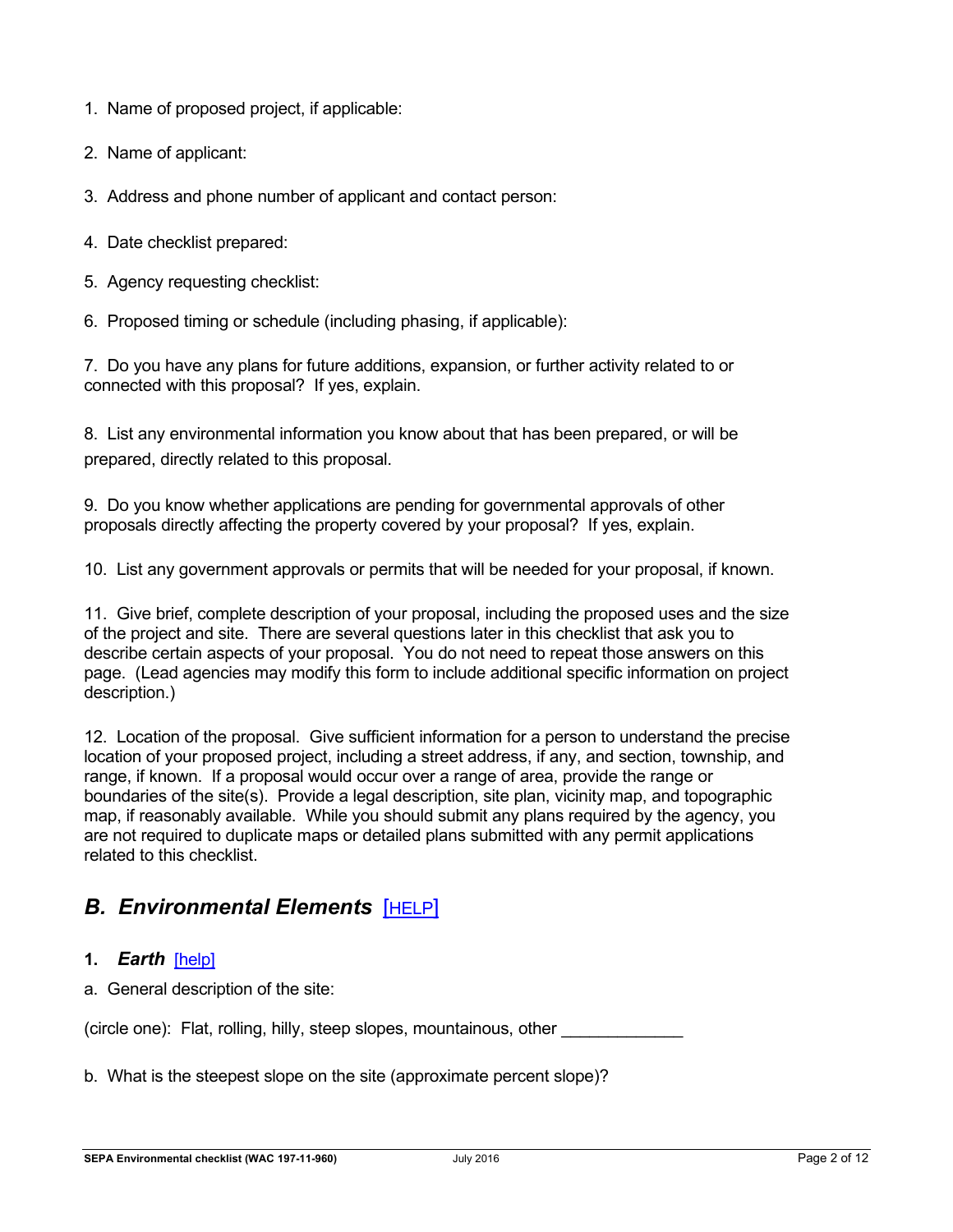1. Name of proposed project, if applicable:

2. Name of applicant:

3. Address and phone number of applicant and contact person:

4. Date checklist prepared:

5. Agency requesting checklist:

6. Proposed timing or schedule (including phasing, if applicable):

7. Do you have any plans for future additions, expansion, or further activity related to or connected with this proposal? If yes, explain.

8. List any environmental information you know about that has been prepared, or will be prepared, directly related to this proposal.

9. Do you know whether applications are pending for governmental approvals of other proposals directly affecting the property covered by your proposal? If yes, explain.

10. List any government approvals or permits that will be needed for your proposal, if known.

11. Give brief, complete description of your proposal, including the proposed uses and the size of the project and site. There are several questions later in this checklist that ask you to describe certain aspects of your proposal. You do not need to repeat those answers on this page. (Lead agencies may modify this form to include additional specific information on project description.)

12. Location of the proposal. Give sufficient information for a person to understand the precise location of your proposed project, including a street address, if any, and section, township, and range, if known. If a proposal would occur over a range of area, provide the range or boundaries of the site(s). Provide a legal description, site plan, vicinity map, and topographic map, if reasonably available. While you should submit any plans required by the agency, you are not required to duplicate maps or detailed plans submitted with any permit applications related to this checklist.

## *B. Environmental Elements* [HELP]

### 1. *Earth* [help]

a. General description of the site:

(circle one): Flat, rolling, hilly, steep slopes, mountainous, other _____________

b. What is the steepest slope on the site (approximate percent slope)?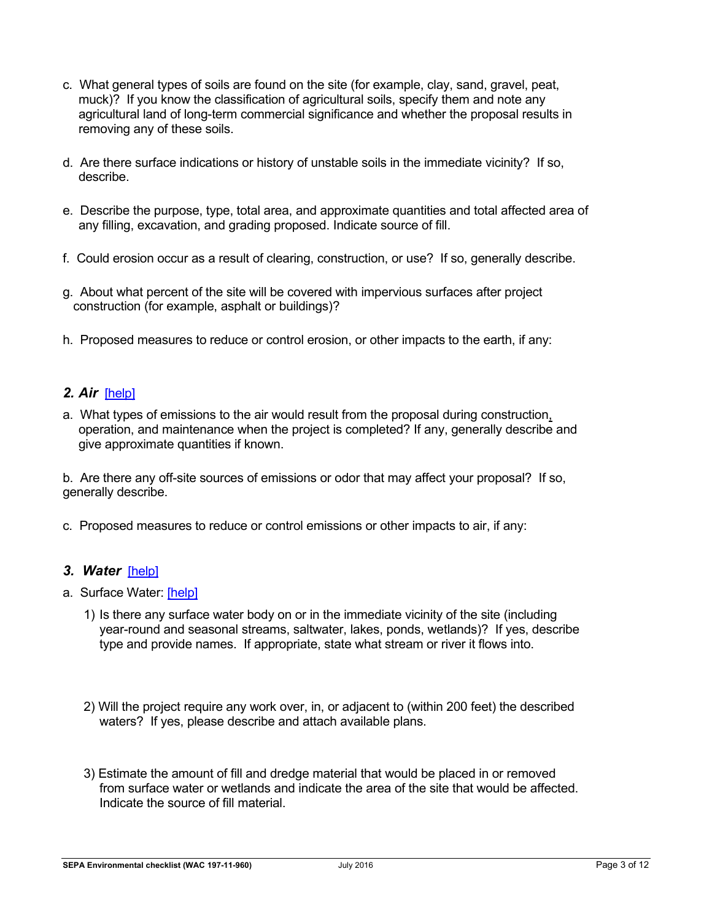c. What general types of soils are found on the site (for example, clay, sand, gravel, peat, muck)? If you know the classification of agricultural soils, specify them and note any agricultural land of long-term commercial significance and whether the proposal results in removing any of these soils.

d. Are there surface indications or history of unstable soils in the immediate vicinity? If so, describe.

e. Describe the purpose, type, total area, and approximate quantities and total affected area of any filling, excavation, and grading proposed. Indicate source of fill.

f. Could erosion occur as a result of clearing, construction, or use? If so, generally describe.

g. About what percent of the site will be covered with impervious surfaces after project construction (for example, asphalt or buildings)?

h. Proposed measures to reduce or control erosion, or other impacts to the earth, if any:

### *2. Air* [help]

a. What types of emissions to the air would result from the proposal during construction, operation, and maintenance when the project is completed? If any, generally describe and give approximate quantities if known.

b. Are there any off-site sources of emissions or odor that may affect your proposal? If so, generally describe.

c. Proposed measures to reduce or control emissions or other impacts to air, if any:

### *3. Water* [help]

a. Surface Water: [help]

1) Is there any surface water body on or in the immediate vicinity of the site (including year-round and seasonal streams, saltwater, lakes, ponds, wetlands)? If yes, describe type and provide names. If appropriate, state what stream or river it flows into.

2) Will the project require any work over, in, or adjacent to (within 200 feet) the described waters? If yes, please describe and attach available plans.

3) Estimate the amount of fill and dredge material that would be placed in or removed from surface water or wetlands and indicate the area of the site that would be affected. Indicate the source of fill material.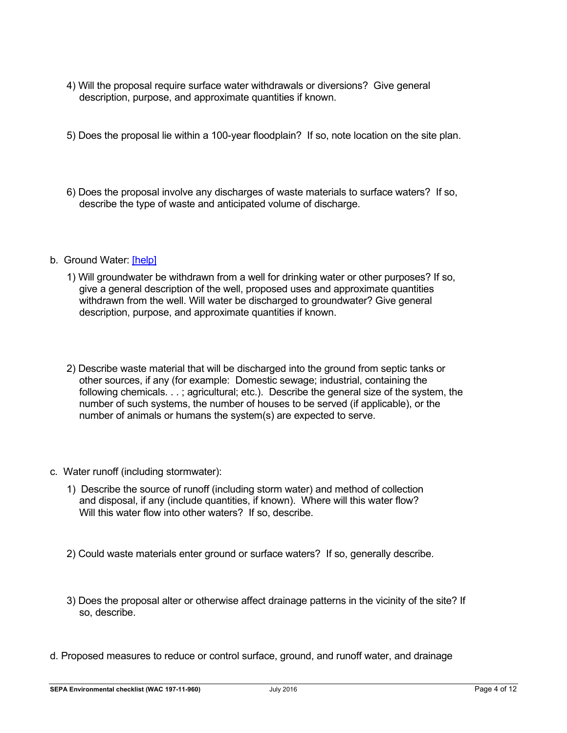4) Will the proposal require surface water withdrawals or diversions? Give general description, purpose, and approximate quantities if known.

5) Does the proposal lie within a 100-year floodplain? If so, note location on the site plan.

6) Does the proposal involve any discharges of waste materials to surface waters? If so, describe the type of waste and anticipated volume of discharge.

b. Ground Water: [help]

1) Will groundwater be withdrawn from a well for drinking water or other purposes? If so, give a general description of the well, proposed uses and approximate quantities withdrawn from the well. Will water be discharged to groundwater? Give general description, purpose, and approximate quantities if known.

2) Describe waste material that will be discharged into the ground from septic tanks or other sources, if any (for example: Domestic sewage; industrial, containing the following chemicals. . . ; agricultural; etc.). Describe the general size of the system, the number of such systems, the number of houses to be served (if applicable), or the number of animals or humans the system(s) are expected to serve.

c. Water runoff (including stormwater):

1) Describe the source of runoff (including storm water) and method of collection and disposal, if any (include quantities, if known). Where will this water flow? Will this water flow into other waters? If so, describe.

2) Could waste materials enter ground or surface waters? If so, generally describe.

3) Does the proposal alter or otherwise affect drainage patterns in the vicinity of the site? If so, describe.

d. Proposed measures to reduce or control surface, ground, and runoff water, and drainage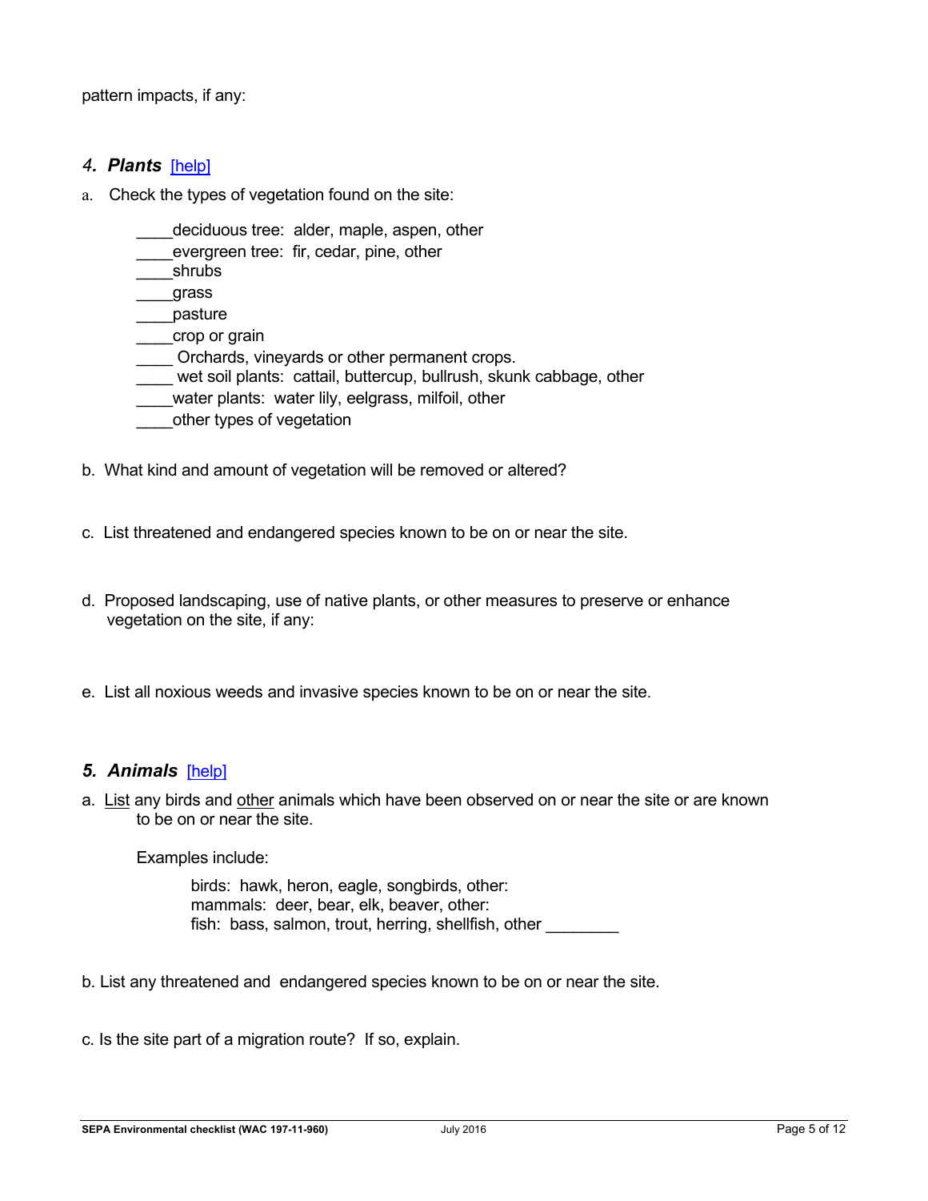pattern impacts, if any:

### *4. Plants* [help]

a. Check the types of vegetation found on the site:

____deciduous tree: alder, maple, aspen, other
____evergreen tree: fir, cedar, pine, other
____shrubs
____grass
____pasture
____crop or grain
____ Orchards, vineyards or other permanent crops.
____ wet soil plants: cattail, buttercup, bullrush, skunk cabbage, other
____water plants: water lily, eelgrass, milfoil, other
____other types of vegetation

b. What kind and amount of vegetation will be removed or altered?

c. List threatened and endangered species known to be on or near the site.

d. Proposed landscaping, use of native plants, or other measures to preserve or enhance vegetation on the site, if any:

e. List all noxious weeds and invasive species known to be on or near the site.

### *5. Animals* [help]

a. List any birds and other animals which have been observed on or near the site or are known to be on or near the site.

Examples include:

birds: hawk, heron, eagle, songbirds, other:
mammals: deer, bear, elk, beaver, other:
fish: bass, salmon, trout, herring, shellfish, other ________

b. List any threatened and endangered species known to be on or near the site.

c. Is the site part of a migration route? If so, explain.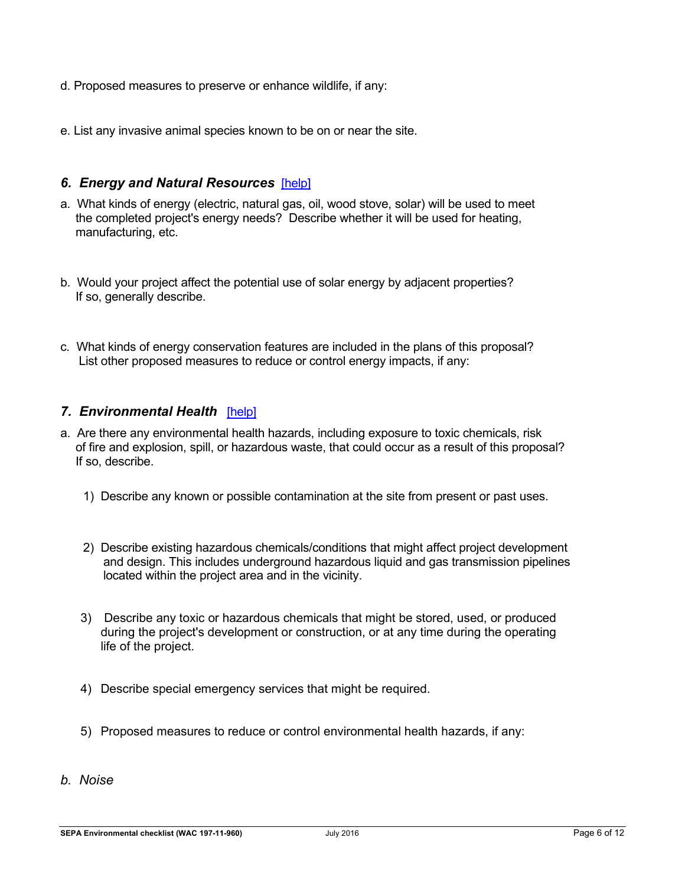d. Proposed measures to preserve or enhance wildlife, if any:

e. List any invasive animal species known to be on or near the site.

### *6. Energy and Natural Resources* [help]

a. What kinds of energy (electric, natural gas, oil, wood stove, solar) will be used to meet the completed project's energy needs? Describe whether it will be used for heating, manufacturing, etc.

b. Would your project affect the potential use of solar energy by adjacent properties? If so, generally describe.

c. What kinds of energy conservation features are included in the plans of this proposal? List other proposed measures to reduce or control energy impacts, if any:

### *7. Environmental Health* [help]

a. Are there any environmental health hazards, including exposure to toxic chemicals, risk of fire and explosion, spill, or hazardous waste, that could occur as a result of this proposal? If so, describe.

1) Describe any known or possible contamination at the site from present or past uses.

2) Describe existing hazardous chemicals/conditions that might affect project development and design. This includes underground hazardous liquid and gas transmission pipelines located within the project area and in the vicinity.

3) Describe any toxic or hazardous chemicals that might be stored, used, or produced during the project's development or construction, or at any time during the operating life of the project.

4) Describe special emergency services that might be required.

5) Proposed measures to reduce or control environmental health hazards, if any:

*b. Noise*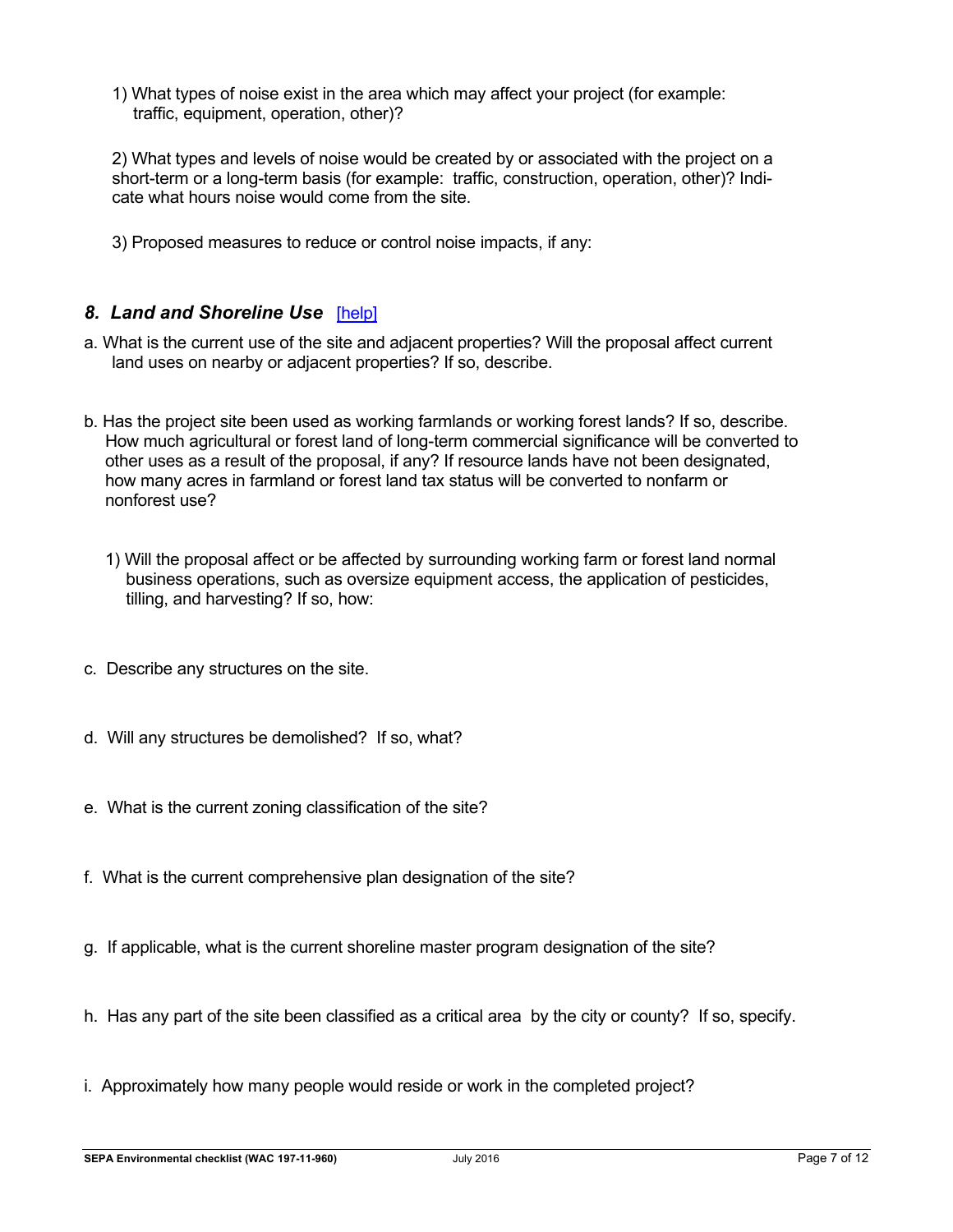1) What types of noise exist in the area which may affect your project (for example: traffic, equipment, operation, other)?

2) What types and levels of noise would be created by or associated with the project on a short-term or a long-term basis (for example: traffic, construction, operation, other)? Indicate what hours noise would come from the site.

3) Proposed measures to reduce or control noise impacts, if any:

### *8. Land and Shoreline Use* [help]

a. What is the current use of the site and adjacent properties? Will the proposal affect current land uses on nearby or adjacent properties? If so, describe.

b. Has the project site been used as working farmlands or working forest lands? If so, describe. How much agricultural or forest land of long-term commercial significance will be converted to other uses as a result of the proposal, if any? If resource lands have not been designated, how many acres in farmland or forest land tax status will be converted to nonfarm or nonforest use?

1) Will the proposal affect or be affected by surrounding working farm or forest land normal business operations, such as oversize equipment access, the application of pesticides, tilling, and harvesting? If so, how:

c. Describe any structures on the site.

d. Will any structures be demolished? If so, what?

e. What is the current zoning classification of the site?

f. What is the current comprehensive plan designation of the site?

g. If applicable, what is the current shoreline master program designation of the site?

h. Has any part of the site been classified as a critical area by the city or county? If so, specify.

i. Approximately how many people would reside or work in the completed project?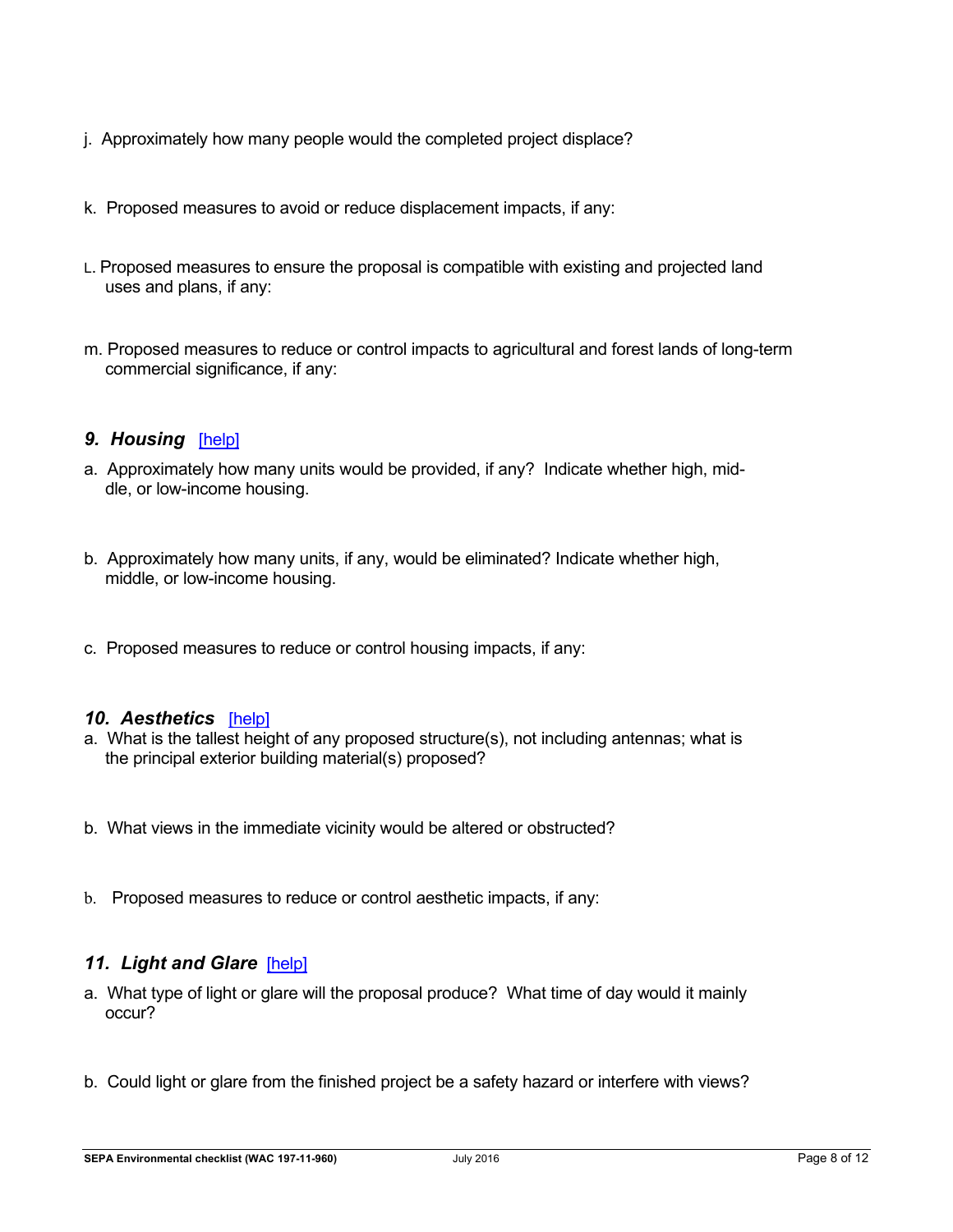j. Approximately how many people would the completed project displace?

k. Proposed measures to avoid or reduce displacement impacts, if any:

L. Proposed measures to ensure the proposal is compatible with existing and projected land uses and plans, if any:

m. Proposed measures to reduce or control impacts to agricultural and forest lands of long-term commercial significance, if any:

### *9. Housing* [help]

a. Approximately how many units would be provided, if any? Indicate whether high, middle, or low-income housing.

b. Approximately how many units, if any, would be eliminated? Indicate whether high, middle, or low-income housing.

c. Proposed measures to reduce or control housing impacts, if any:

### *10. Aesthetics* [help]

a. What is the tallest height of any proposed structure(s), not including antennas; what is the principal exterior building material(s) proposed?

b. What views in the immediate vicinity would be altered or obstructed?

b. Proposed measures to reduce or control aesthetic impacts, if any:

### *11. Light and Glare* [help]

a. What type of light or glare will the proposal produce? What time of day would it mainly occur?

b. Could light or glare from the finished project be a safety hazard or interfere with views?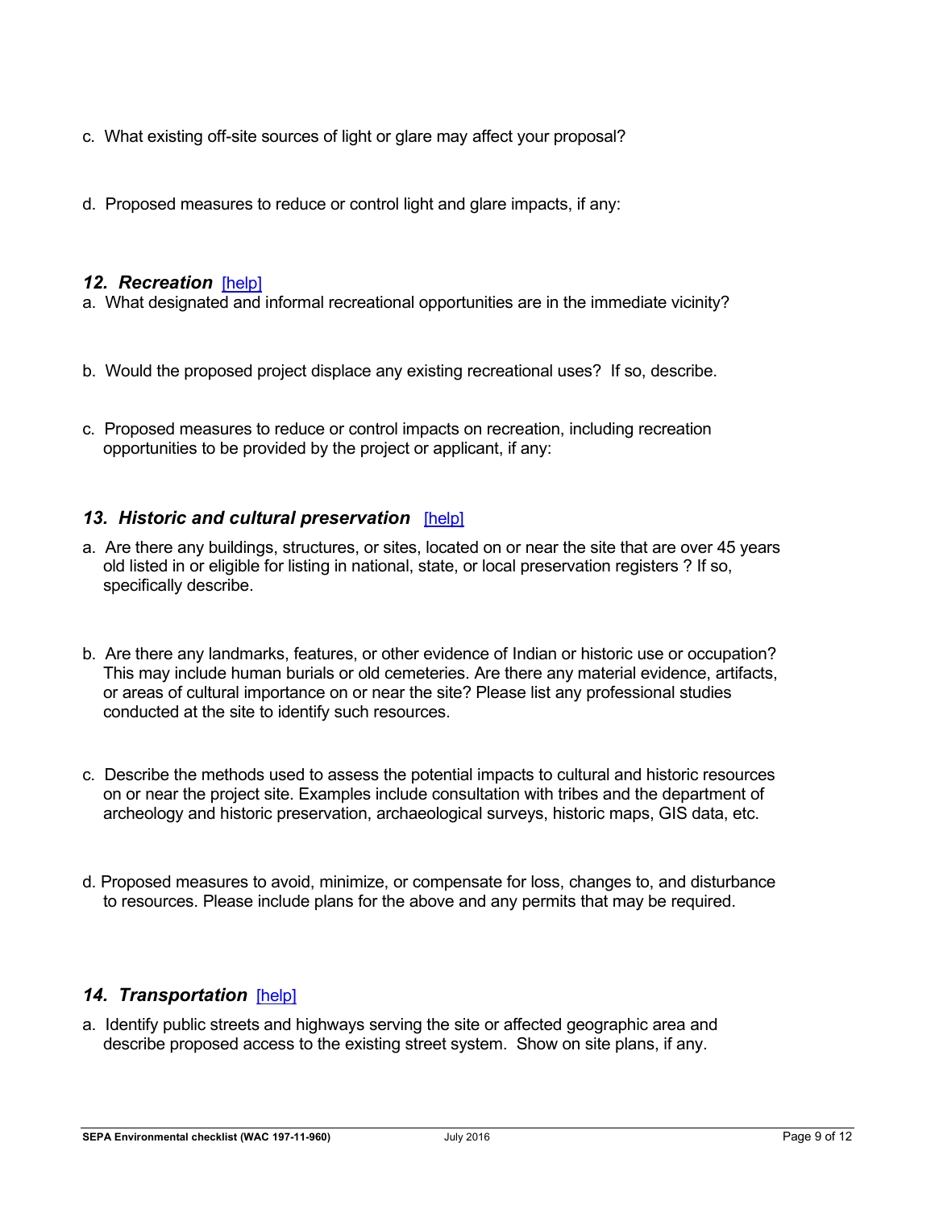c. What existing off-site sources of light or glare may affect your proposal?

d. Proposed measures to reduce or control light and glare impacts, if any:

### *12. Recreation* [help]

a. What designated and informal recreational opportunities are in the immediate vicinity?

b. Would the proposed project displace any existing recreational uses? If so, describe.

c. Proposed measures to reduce or control impacts on recreation, including recreation opportunities to be provided by the project or applicant, if any:

### *13. Historic and cultural preservation* [help]

a. Are there any buildings, structures, or sites, located on or near the site that are over 45 years old listed in or eligible for listing in national, state, or local preservation registers ? If so, specifically describe.

b. Are there any landmarks, features, or other evidence of Indian or historic use or occupation? This may include human burials or old cemeteries. Are there any material evidence, artifacts, or areas of cultural importance on or near the site? Please list any professional studies conducted at the site to identify such resources.

c. Describe the methods used to assess the potential impacts to cultural and historic resources on or near the project site. Examples include consultation with tribes and the department of archeology and historic preservation, archaeological surveys, historic maps, GIS data, etc.

d. Proposed measures to avoid, minimize, or compensate for loss, changes to, and disturbance to resources. Please include plans for the above and any permits that may be required.

### *14. Transportation* [help]

a. Identify public streets and highways serving the site or affected geographic area and describe proposed access to the existing street system. Show on site plans, if any.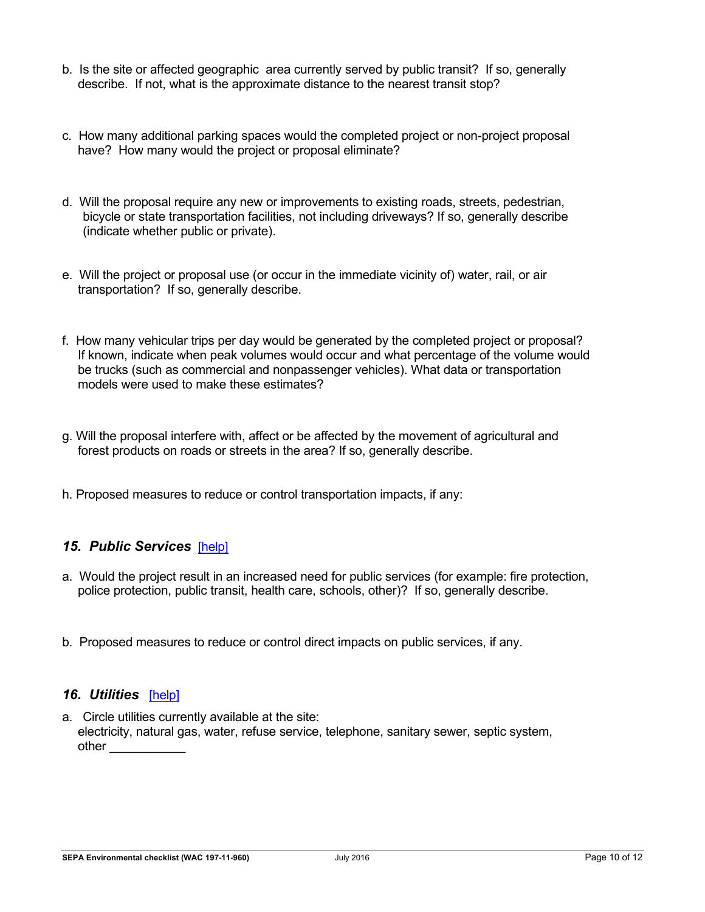b. Is the site or affected geographic area currently served by public transit? If so, generally describe. If not, what is the approximate distance to the nearest transit stop?

c. How many additional parking spaces would the completed project or non-project proposal have? How many would the project or proposal eliminate?

d. Will the proposal require any new or improvements to existing roads, streets, pedestrian, bicycle or state transportation facilities, not including driveways? If so, generally describe (indicate whether public or private).

e. Will the project or proposal use (or occur in the immediate vicinity of) water, rail, or air transportation? If so, generally describe.

f. How many vehicular trips per day would be generated by the completed project or proposal? If known, indicate when peak volumes would occur and what percentage of the volume would be trucks (such as commercial and nonpassenger vehicles). What data or transportation models were used to make these estimates?

g. Will the proposal interfere with, affect or be affected by the movement of agricultural and forest products on roads or streets in the area? If so, generally describe.

h. Proposed measures to reduce or control transportation impacts, if any:

### *15. Public Services* [help]

a. Would the project result in an increased need for public services (for example: fire protection, police protection, public transit, health care, schools, other)? If so, generally describe.

b. Proposed measures to reduce or control direct impacts on public services, if any.

### *16. Utilities* [help]

a. Circle utilities currently available at the site:
electricity, natural gas, water, refuse service, telephone, sanitary sewer, septic system, other ___________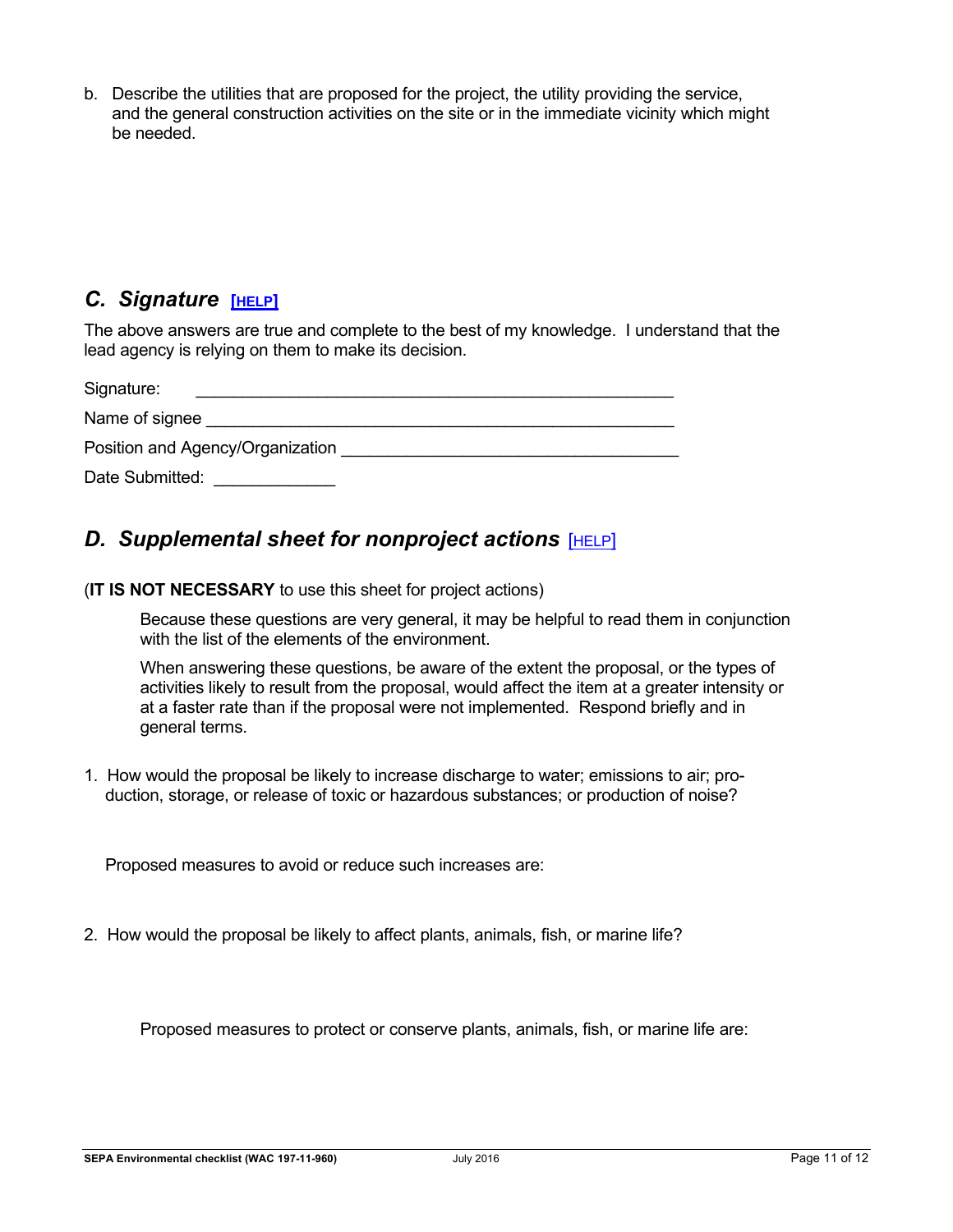b. Describe the utilities that are proposed for the project, the utility providing the service, and the general construction activities on the site or in the immediate vicinity which might be needed.

## *C. Signature* [HELP]

The above answers are true and complete to the best of my knowledge. I understand that the lead agency is relying on them to make its decision.

Signature: ____________________________________________________

Name of signee ________________________________________________

Position and Agency/Organization __________________________________

Date Submitted: _____________

## *D. Supplemental sheet for nonproject actions* [HELP]

(**IT IS NOT NECESSARY** to use this sheet for project actions)

Because these questions are very general, it may be helpful to read them in conjunction with the list of the elements of the environment.

When answering these questions, be aware of the extent the proposal, or the types of activities likely to result from the proposal, would affect the item at a greater intensity or at a faster rate than if the proposal were not implemented. Respond briefly and in general terms.

1. How would the proposal be likely to increase discharge to water; emissions to air; production, storage, or release of toxic or hazardous substances; or production of noise?

   Proposed measures to avoid or reduce such increases are:

2. How would the proposal be likely to affect plants, animals, fish, or marine life?

   Proposed measures to protect or conserve plants, animals, fish, or marine life are: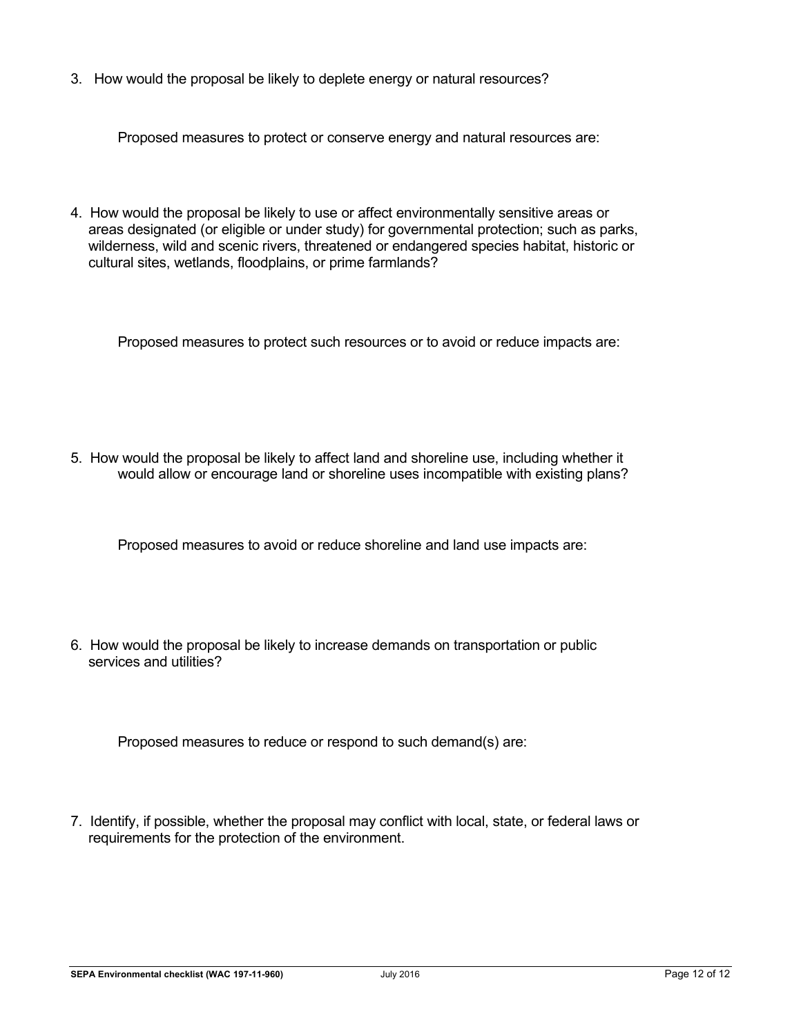3. How would the proposal be likely to deplete energy or natural resources?

   Proposed measures to protect or conserve energy and natural resources are:

4. How would the proposal be likely to use or affect environmentally sensitive areas or areas designated (or eligible or under study) for governmental protection; such as parks, wilderness, wild and scenic rivers, threatened or endangered species habitat, historic or cultural sites, wetlands, floodplains, or prime farmlands?

   Proposed measures to protect such resources or to avoid or reduce impacts are:

5. How would the proposal be likely to affect land and shoreline use, including whether it would allow or encourage land or shoreline uses incompatible with existing plans?

   Proposed measures to avoid or reduce shoreline and land use impacts are:

6. How would the proposal be likely to increase demands on transportation or public services and utilities?

   Proposed measures to reduce or respond to such demand(s) are:

7. Identify, if possible, whether the proposal may conflict with local, state, or federal laws or requirements for the protection of the environment.